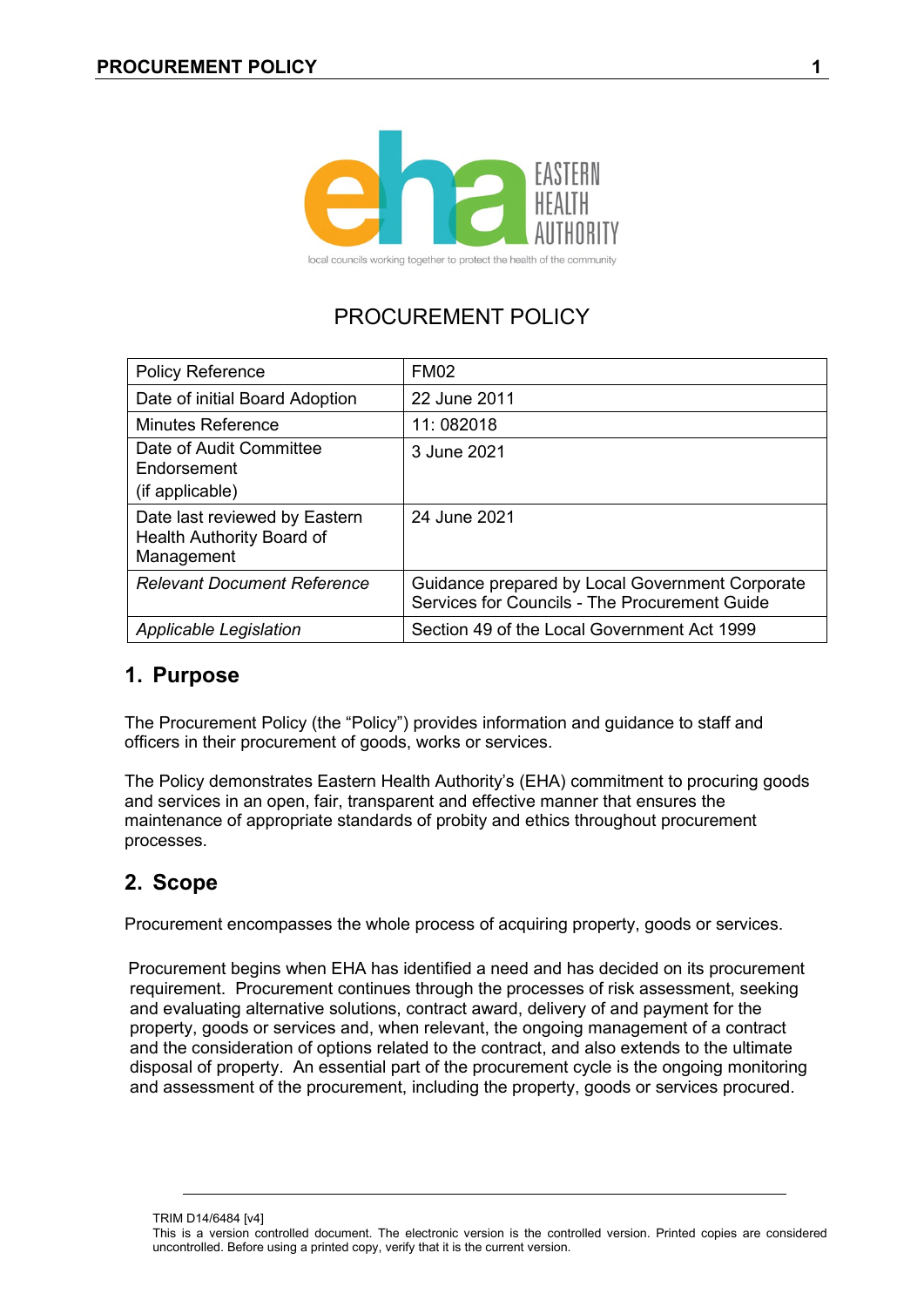# PROCUREMENT POLICY

| Policy Reference | FM02 |
|---|---|
| Date of initial Board Adoption | 22 June 2011 |
| Minutes Reference | 11: 082018 |
| Date of Audit Committee Endorsement (if applicable) | 3 June 2021 |
| Date last reviewed by Eastern Health Authority Board of Management | 24 June 2021 |
| *Relevant Document Reference* | Guidance prepared by Local Government Corporate Services for Councils - The Procurement Guide |
| *Applicable Legislation* | Section 49 of the Local Government Act 1999 |

## 1. Purpose

The Procurement Policy (the "Policy") provides information and guidance to staff and officers in their procurement of goods, works or services.

The Policy demonstrates Eastern Health Authority's (EHA) commitment to procuring goods and services in an open, fair, transparent and effective manner that ensures the maintenance of appropriate standards of probity and ethics throughout procurement processes.

## 2. Scope

Procurement encompasses the whole process of acquiring property, goods or services.

Procurement begins when EHA has identified a need and has decided on its procurement requirement. Procurement continues through the processes of risk assessment, seeking and evaluating alternative solutions, contract award, delivery of and payment for the property, goods or services and, when relevant, the ongoing management of a contract and the consideration of options related to the contract, and also extends to the ultimate disposal of property. An essential part of the procurement cycle is the ongoing monitoring and assessment of the procurement, including the property, goods or services procured.

TRIM D14/6484 [v4]
This is a version controlled document. The electronic version is the controlled version. Printed copies are considered uncontrolled. Before using a printed copy, verify that it is the current version.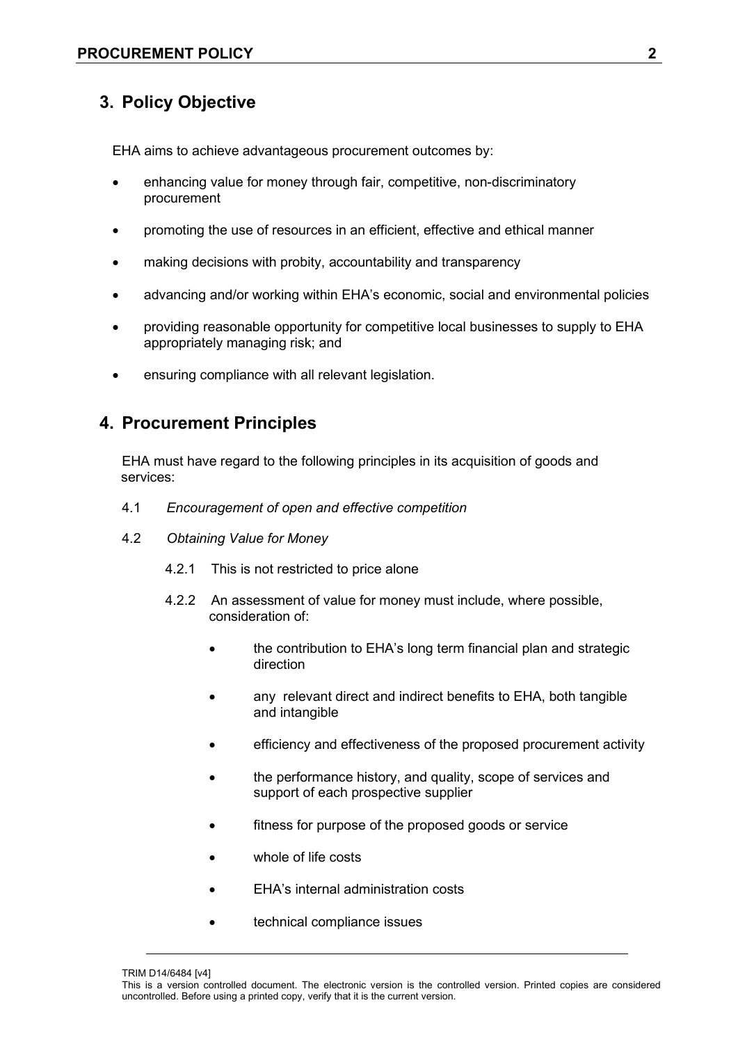## 3. Policy Objective

EHA aims to achieve advantageous procurement outcomes by:

- enhancing value for money through fair, competitive, non-discriminatory procurement
- promoting the use of resources in an efficient, effective and ethical manner
- making decisions with probity, accountability and transparency
- advancing and/or working within EHA's economic, social and environmental policies
- providing reasonable opportunity for competitive local businesses to supply to EHA appropriately managing risk; and
- ensuring compliance with all relevant legislation.

## 4. Procurement Principles

EHA must have regard to the following principles in its acquisition of goods and services:

4.1 *Encouragement of open and effective competition*

4.2 *Obtaining Value for Money*

4.2.1 This is not restricted to price alone

4.2.2 An assessment of value for money must include, where possible, consideration of:

- the contribution to EHA's long term financial plan and strategic direction
- any relevant direct and indirect benefits to EHA, both tangible and intangible
- efficiency and effectiveness of the proposed procurement activity
- the performance history, and quality, scope of services and support of each prospective supplier
- fitness for purpose of the proposed goods or service
- whole of life costs
- EHA's internal administration costs
- technical compliance issues

TRIM D14/6484 [v4]

This is a version controlled document. The electronic version is the controlled version. Printed copies are considered uncontrolled. Before using a printed copy, verify that it is the current version.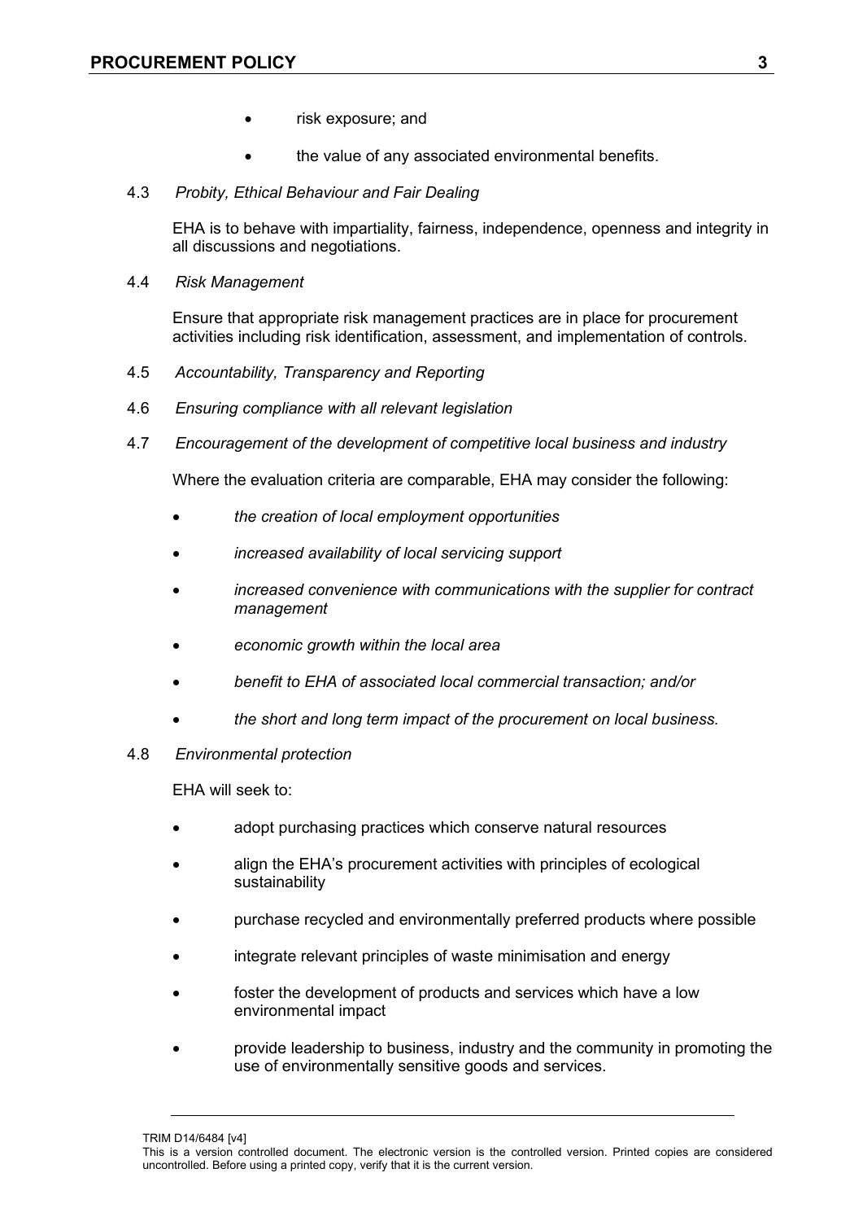- risk exposure; and
- the value of any associated environmental benefits.

4.3 *Probity, Ethical Behaviour and Fair Dealing*

EHA is to behave with impartiality, fairness, independence, openness and integrity in all discussions and negotiations.

4.4 *Risk Management*

Ensure that appropriate risk management practices are in place for procurement activities including risk identification, assessment, and implementation of controls.

4.5 *Accountability, Transparency and Reporting*

4.6 *Ensuring compliance with all relevant legislation*

4.7 *Encouragement of the development of competitive local business and industry*

Where the evaluation criteria are comparable, EHA may consider the following:

- *the creation of local employment opportunities*
- *increased availability of local servicing support*
- *increased convenience with communications with the supplier for contract management*
- *economic growth within the local area*
- *benefit to EHA of associated local commercial transaction; and/or*
- *the short and long term impact of the procurement on local business.*

4.8 *Environmental protection*

EHA will seek to:

- adopt purchasing practices which conserve natural resources
- align the EHA's procurement activities with principles of ecological sustainability
- purchase recycled and environmentally preferred products where possible
- integrate relevant principles of waste minimisation and energy
- foster the development of products and services which have a low environmental impact
- provide leadership to business, industry and the community in promoting the use of environmentally sensitive goods and services.

TRIM D14/6484 [v4]

This is a version controlled document. The electronic version is the controlled version. Printed copies are considered uncontrolled. Before using a printed copy, verify that it is the current version.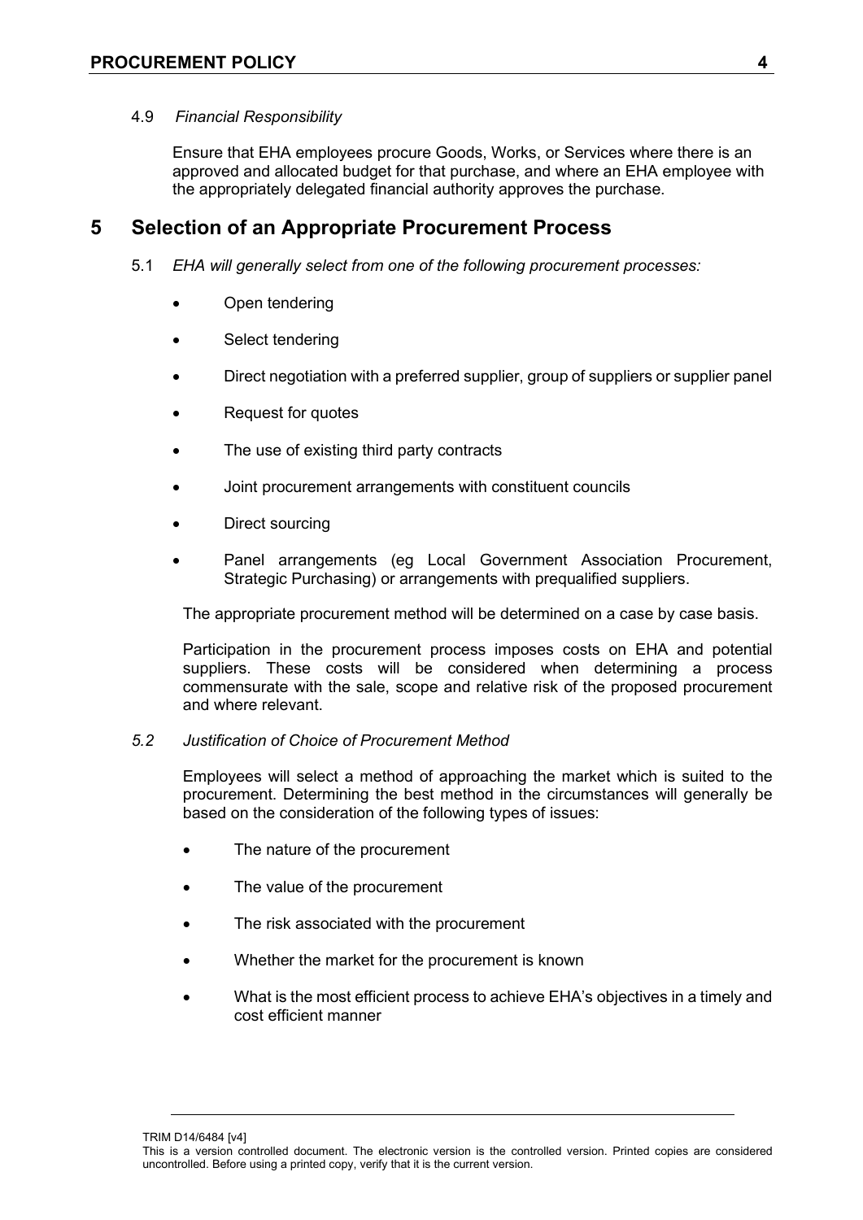4.9 *Financial Responsibility*

Ensure that EHA employees procure Goods, Works, or Services where there is an approved and allocated budget for that purchase, and where an EHA employee with the appropriately delegated financial authority approves the purchase.

# 5 Selection of an Appropriate Procurement Process

5.1 *EHA will generally select from one of the following procurement processes:*

- Open tendering
- Select tendering
- Direct negotiation with a preferred supplier, group of suppliers or supplier panel
- Request for quotes
- The use of existing third party contracts
- Joint procurement arrangements with constituent councils
- Direct sourcing
- Panel arrangements (eg Local Government Association Procurement, Strategic Purchasing) or arrangements with prequalified suppliers.

The appropriate procurement method will be determined on a case by case basis.

Participation in the procurement process imposes costs on EHA and potential suppliers. These costs will be considered when determining a process commensurate with the sale, scope and relative risk of the proposed procurement and where relevant.

*5.2 Justification of Choice of Procurement Method*

Employees will select a method of approaching the market which is suited to the procurement. Determining the best method in the circumstances will generally be based on the consideration of the following types of issues:

- The nature of the procurement
- The value of the procurement
- The risk associated with the procurement
- Whether the market for the procurement is known
- What is the most efficient process to achieve EHA's objectives in a timely and cost efficient manner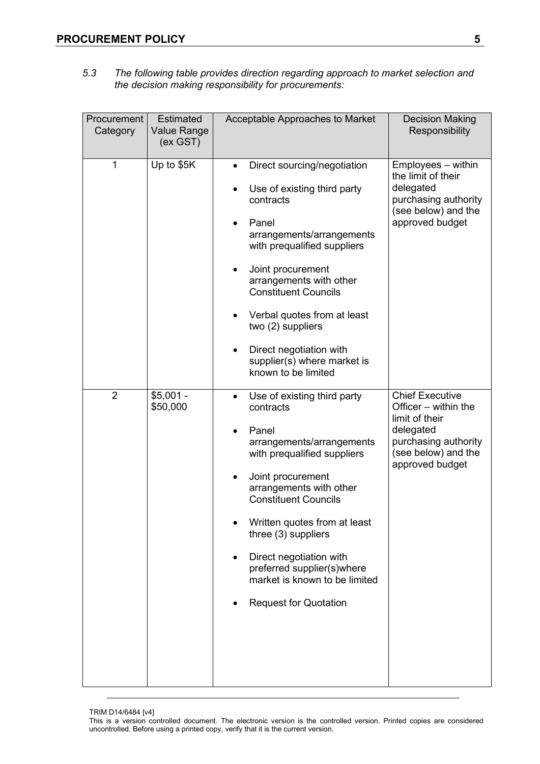*5.3 The following table provides direction regarding approach to market selection and the decision making responsibility for procurements:*

| Procurement Category | Estimated Value Range (ex GST) | Acceptable Approaches to Market | Decision Making Responsibility |
|---|---|---|---|
| 1 | Up to $5K | • Direct sourcing/negotiation<br>• Use of existing third party contracts<br>• Panel arrangements/arrangements with prequalified suppliers<br>• Joint procurement arrangements with other Constituent Councils<br>• Verbal quotes from at least two (2) suppliers<br>• Direct negotiation with supplier(s) where market is known to be limited | Employees – within the limit of their delegated purchasing authority (see below) and the approved budget |
| 2 | $5,001 - $50,000 | • Use of existing third party contracts<br>• Panel arrangements/arrangements with prequalified suppliers<br>• Joint procurement arrangements with other Constituent Councils<br>• Written quotes from at least three (3) suppliers<br>• Direct negotiation with preferred supplier(s)where market is known to be limited<br>• Request for Quotation | Chief Executive Officer – within the limit of their delegated purchasing authority (see below) and the approved budget |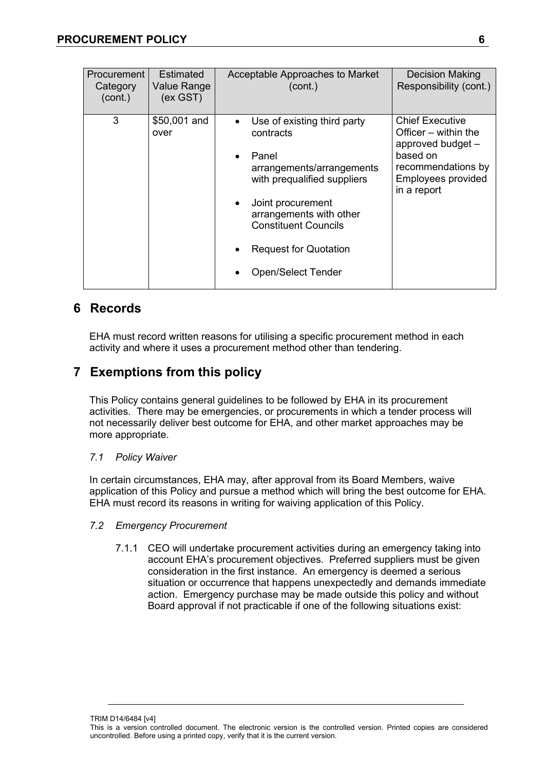| Procurement Category (cont.) | Estimated Value Range (ex GST) | Acceptable Approaches to Market (cont.) | Decision Making Responsibility (cont.) |
|---|---|---|---|
| 3 | $50,001 and over | • Use of existing third party contracts<br>• Panel arrangements/arrangements with prequalified suppliers<br>• Joint procurement arrangements with other Constituent Councils<br>• Request for Quotation<br>• Open/Select Tender | Chief Executive Officer – within the approved budget – based on recommendations by Employees provided in a report |

## 6 Records

EHA must record written reasons for utilising a specific procurement method in each activity and where it uses a procurement method other than tendering.

## 7 Exemptions from this policy

This Policy contains general guidelines to be followed by EHA in its procurement activities. There may be emergencies, or procurements in which a tender process will not necessarily deliver best outcome for EHA, and other market approaches may be more appropriate.

*7.1 Policy Waiver*

In certain circumstances, EHA may, after approval from its Board Members, waive application of this Policy and pursue a method which will bring the best outcome for EHA. EHA must record its reasons in writing for waiving application of this Policy.

*7.2 Emergency Procurement*

7.1.1 CEO will undertake procurement activities during an emergency taking into account EHA's procurement objectives. Preferred suppliers must be given consideration in the first instance. An emergency is deemed a serious situation or occurrence that happens unexpectedly and demands immediate action. Emergency purchase may be made outside this policy and without Board approval if not practicable if one of the following situations exist: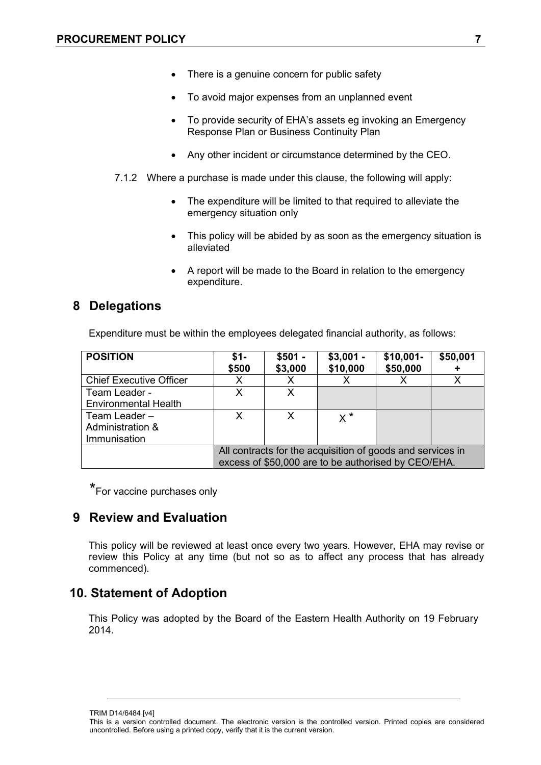- There is a genuine concern for public safety
- To avoid major expenses from an unplanned event
- To provide security of EHA's assets eg invoking an Emergency Response Plan or Business Continuity Plan
- Any other incident or circumstance determined by the CEO.

7.1.2 Where a purchase is made under this clause, the following will apply:

- The expenditure will be limited to that required to alleviate the emergency situation only
- This policy will be abided by as soon as the emergency situation is alleviated
- A report will be made to the Board in relation to the emergency expenditure.

## 8 Delegations

Expenditure must be within the employees delegated financial authority, as follows:

| POSITION | $1-$500 | $501 - $3,000 | $3,001 - $10,000 | $10,001- $50,000 | $50,001 + |
|---|---|---|---|---|---|
| Chief Executive Officer | X | X | X | X | X |
| Team Leader - Environmental Health | X | X | | | |
| Team Leader – Administration & Immunisation | X | X | X * | | |
| | All contracts for the acquisition of goods and services in excess of $50,000 are to be authorised by CEO/EHA. | | | | |

*For vaccine purchases only

## 9 Review and Evaluation

This policy will be reviewed at least once every two years. However, EHA may revise or review this Policy at any time (but not so as to affect any process that has already commenced).

## 10. Statement of Adoption

This Policy was adopted by the Board of the Eastern Health Authority on 19 February 2014.

TRIM D14/6484 [v4]

This is a version controlled document. The electronic version is the controlled version. Printed copies are considered uncontrolled. Before using a printed copy, verify that it is the current version.